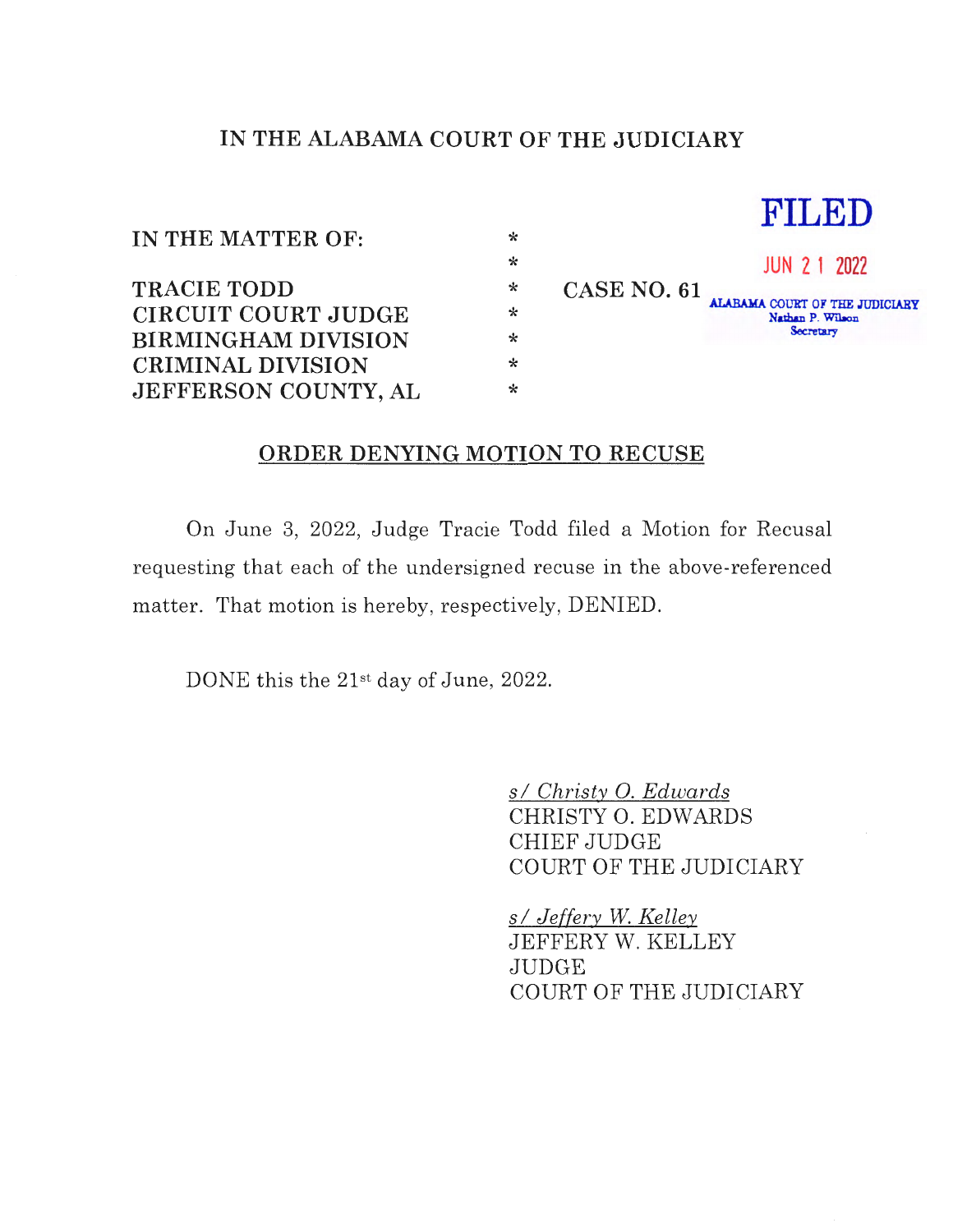# IN THE ALABAMA COURT OF THE JUDICIARY

**FILED**

JUN 21 2022

ALABAMA COURT OF THE JUDICIARY
Nathan P. Wilson
Secretary

| | | |
|---|---|---|
| **IN THE MATTER OF:** | * | |
| | * | |
| **TRACIE TODD** | * | **CASE NO. 61** |
| **CIRCUIT COURT JUDGE** | * | |
| **BIRMINGHAM DIVISION** | * | |
| **CRIMINAL DIVISION** | * | |
| **JEFFERSON COUNTY, AL** | * | |

## ORDER DENYING MOTION TO RECUSE

On June 3, 2022, Judge Tracie Todd filed a Motion for Recusal requesting that each of the undersigned recuse in the above-referenced matter. That motion is hereby, respectively, DENIED.

DONE this the 21st day of June, 2022.

*s/ Christy O. Edwards*
CHRISTY O. EDWARDS
CHIEF JUDGE
COURT OF THE JUDICIARY

*s/ Jeffery W. Kelley*
JEFFERY W. KELLEY
JUDGE
COURT OF THE JUDICIARY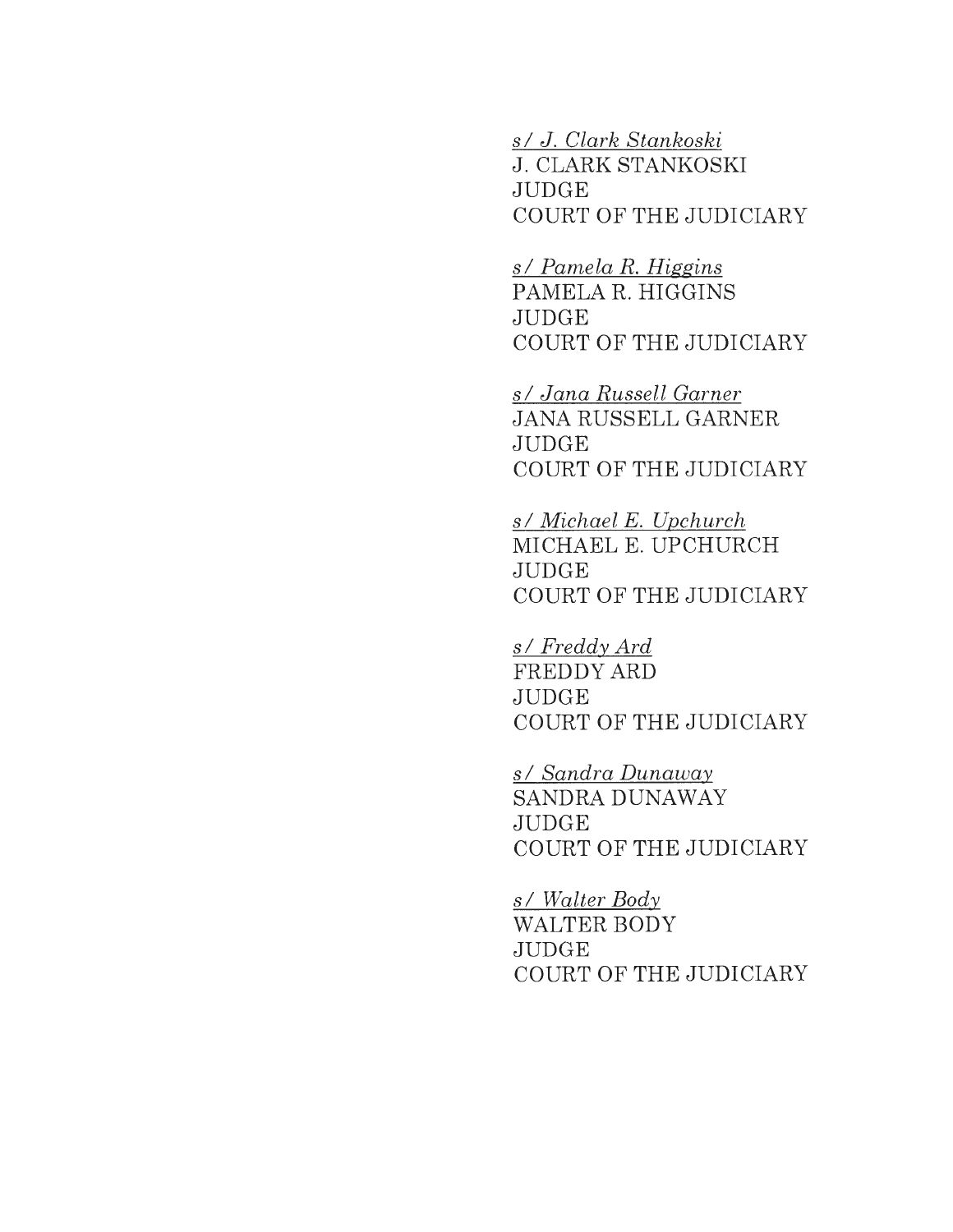*s/ J. Clark Stankoski*
J. CLARK STANKOSKI
JUDGE
COURT OF THE JUDICIARY

*s/ Pamela R. Higgins*
PAMELA R. HIGGINS
JUDGE
COURT OF THE JUDICIARY

*s/ Jana Russell Garner*
JANA RUSSELL GARNER
JUDGE
COURT OF THE JUDICIARY

*s/ Michael E. Upchurch*
MICHAEL E. UPCHURCH
JUDGE
COURT OF THE JUDICIARY

*s/ Freddy Ard*
FREDDY ARD
JUDGE
COURT OF THE JUDICIARY

*s/ Sandra Dunaway*
SANDRA DUNAWAY
JUDGE
COURT OF THE JUDICIARY

*s/ Walter Body*
WALTER BODY
JUDGE
COURT OF THE JUDICIARY